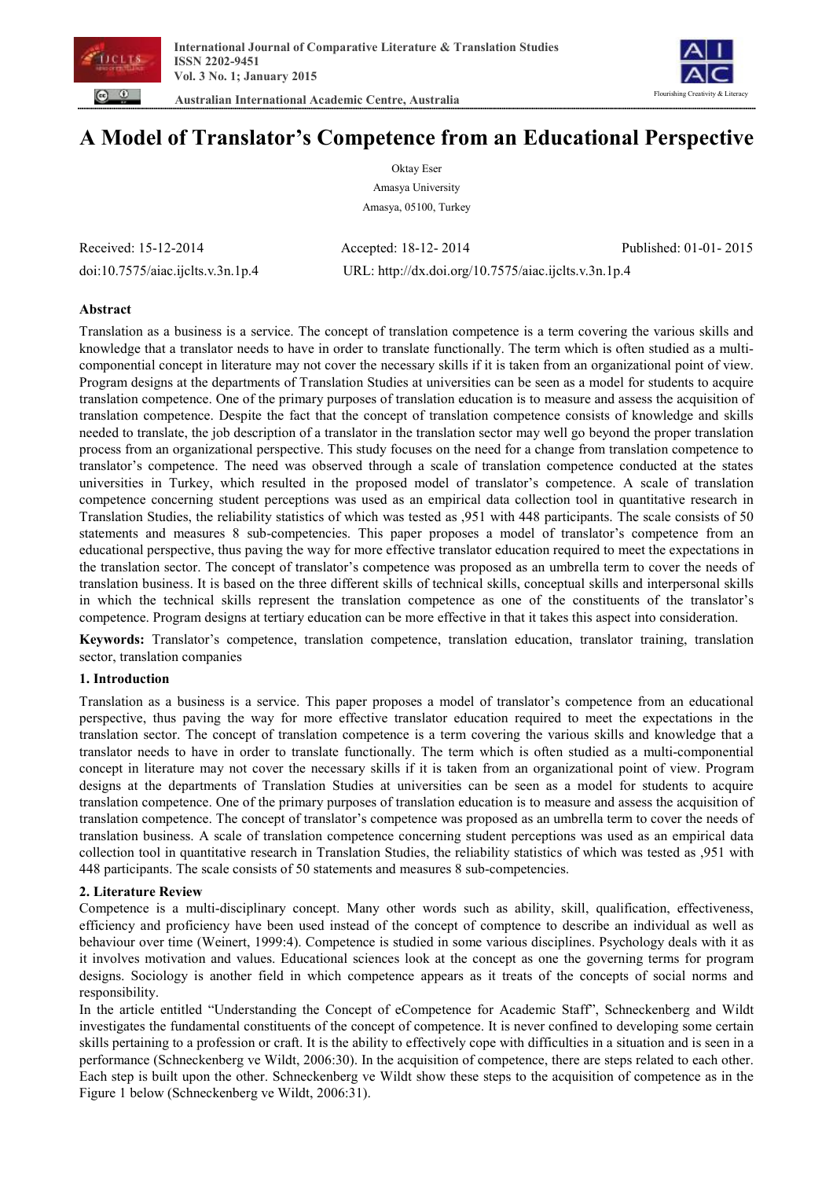# A Model of Translator's Competence from an Educational Perspective

Oktay Eser

Amasya University

Amasya, 05100, Turkey

Received: 15-12-2014 Accepted: 18-12- 2014 Published: 01-01- 2015

doi:10.7575/aiac.ijclts.v.3n.1p.4 URL: http://dx.doi.org/10.7575/aiac.ijclts.v.3n.1p.4

## Abstract

Translation as a business is a service. The concept of translation competence is a term covering the various skills and knowledge that a translator needs to have in order to translate functionally. The term which is often studied as a multi-componential concept in literature may not cover the necessary skills if it is taken from an organizational point of view. Program designs at the departments of Translation Studies at universities can be seen as a model for students to acquire translation competence. One of the primary purposes of translation education is to measure and assess the acquisition of translation competence. Despite the fact that the concept of translation competence consists of knowledge and skills needed to translate, the job description of a translator in the translation sector may well go beyond the proper translation process from an organizational perspective. This study focuses on the need for a change from translation competence to translator's competence. The need was observed through a scale of translation competence conducted at the states universities in Turkey, which resulted in the proposed model of translator's competence. A scale of translation competence concerning student perceptions was used as an empirical data collection tool in quantitative research in Translation Studies, the reliability statistics of which was tested as ,951 with 448 participants. The scale consists of 50 statements and measures 8 sub-competencies. This paper proposes a model of translator's competence from an educational perspective, thus paving the way for more effective translator education required to meet the expectations in the translation sector. The concept of translator's competence was proposed as an umbrella term to cover the needs of translation business. It is based on the three different skills of technical skills, conceptual skills and interpersonal skills in which the technical skills represent the translation competence as one of the constituents of the translator's competence. Program designs at tertiary education can be more effective in that it takes this aspect into consideration.

**Keywords:** Translator's competence, translation competence, translation education, translator training, translation sector, translation companies

## 1. Introduction

Translation as a business is a service. This paper proposes a model of translator's competence from an educational perspective, thus paving the way for more effective translator education required to meet the expectations in the translation sector. The concept of translation competence is a term covering the various skills and knowledge that a translator needs to have in order to translate functionally. The term which is often studied as a multi-componential concept in literature may not cover the necessary skills if it is taken from an organizational point of view. Program designs at the departments of Translation Studies at universities can be seen as a model for students to acquire translation competence. One of the primary purposes of translation education is to measure and assess the acquisition of translation competence. The concept of translator's competence was proposed as an umbrella term to cover the needs of translation business. A scale of translation competence concerning student perceptions was used as an empirical data collection tool in quantitative research in Translation Studies, the reliability statistics of which was tested as ,951 with 448 participants. The scale consists of 50 statements and measures 8 sub-competencies.

## 2. Literature Review

Competence is a multi-disciplinary concept. Many other words such as ability, skill, qualification, effectiveness, efficiency and proficiency have been used instead of the concept of comptence to describe an individual as well as behaviour over time (Weinert, 1999:4). Competence is studied in some various disciplines. Psychology deals with it as it involves motivation and values. Educational sciences look at the concept as one the governing terms for program designs. Sociology is another field in which competence appears as it treats of the concepts of social norms and responsibility.

In the article entitled "Understanding the Concept of eCompetence for Academic Staff", Schneckenberg and Wildt investigates the fundamental constituents of the concept of competence. It is never confined to developing some certain skills pertaining to a profession or craft. It is the ability to effectively cope with difficulties in a situation and is seen in a performance (Schneckenberg ve Wildt, 2006:30). In the acquisition of competence, there are steps related to each other. Each step is built upon the other. Schneckenberg ve Wildt show these steps to the acquisition of competence as in the Figure 1 below (Schneckenberg ve Wildt, 2006:31).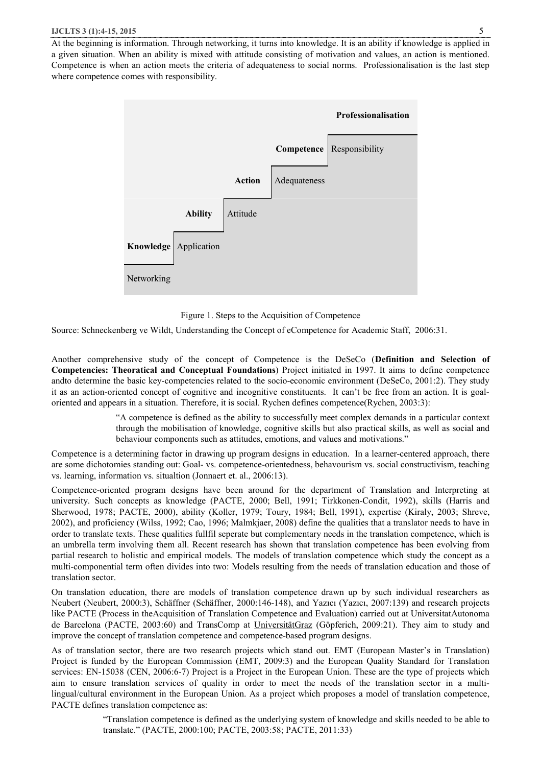At the beginning is information. Through networking, it turns into knowledge. It is an ability if knowledge is applied in a given situation. When an ability is mixed with attitude consisting of motivation and values, an action is mentioned. Competence is when an action meets the criteria of adequateness to social norms. Professionalisation is the last step where competence comes with responsibility.

| | | | | | |
|---|---|---|---|---|---|
| | | | | | **Professionalisation** |
| | | | | **Competence** | Responsibility |
| | | | **Action** | Adequateness | |
| | | **Ability** | Attitude | | |
| **Knowledge** | Application | | | | |
| Networking | | | | | |

Figure 1. Steps to the Acquisition of Competence

Source: Schneckenberg ve Wildt, Understanding the Concept of eCompetence for Academic Staff, 2006:31.

Another comprehensive study of the concept of Competence is the DeSeCo (**Definition and Selection of Competencies: Theoretical and Conceptual Foundations**) Project initiated in 1997. It aims to define competence andto determine the basic key-competencies related to the socio-economic environment (DeSeCo, 2001:2). They study it as an action-oriented concept of cognitive and incognitive constituents. It can't be free from an action. It is goal-oriented and appears in a situation. Therefore, it is social. Rychen defines competence(Rychen, 2003:3):

> "A competence is defined as the ability to successfully meet complex demands in a particular context through the mobilisation of knowledge, cognitive skills but also practical skills, as well as social and behaviour components such as attitudes, emotions, and values and motivations."

Competence is a determining factor in drawing up program designs in education. In a learner-centered approach, there are some dichotomies standing out: Goal- vs. competence-orientedness, behavourism vs. social constructivism, teaching vs. learning, information vs. situaltion (Jonnaert et. al., 2006:13).

Competence-oriented program designs have been around for the department of Translation and Interpreting at university. Such concepts as knowledge (PACTE, 2000; Bell, 1991; Tirkkonen-Condit, 1992), skills (Harris and Sherwood, 1978; PACTE, 2000), ability (Koller, 1979; Toury, 1984; Bell, 1991), expertise (Kiraly, 2003; Shreve, 2002), and proficiency (Wilss, 1992; Cao, 1996; Malmkjaer, 2008) define the qualities that a translator needs to have in order to translate texts. These qualities fullfil seperate but complementary needs in the translation competence, which is an umbrella term involving them all. Recent research has shown that translation competence has been evolving from partial research to holistic and empirical models. The models of translation competence which study the concept as a multi-componential term often divides into two: Models resulting from the needs of translation education and those of translation sector.

On translation education, there are models of translation competence drawn up by such individual researchers as Neubert (Neubert, 2000:3), Schäffner (Schäffner, 2000:146-148), and Yazıcı (Yazıcı, 2007:139) and research projects like PACTE (Process in theAcquisition of Translation Competence and Evaluation) carried out at UniversitatAutonoma de Barcelona (PACTE, 2003:60) and TransComp at UniversitätGraz (Göpferich, 2009:21). They aim to study and improve the concept of translation competence and competence-based program designs.

As of translation sector, there are two research projects which stand out. EMT (European Master's in Translation) Project is funded by the European Commission (EMT, 2009:3) and the European Quality Standard for Translation services: EN-15038 (CEN, 2006:6-7) Project is a Project in the European Union. These are the type of projects which aim to ensure translation services of quality in order to meet the needs of the translation sector in a multi-lingual/cultural environment in the European Union. As a project which proposes a model of translation competence, PACTE defines translation competence as:

> "Translation competence is defined as the underlying system of knowledge and skills needed to be able to translate." (PACTE, 2000:100; PACTE, 2003:58; PACTE, 2011:33)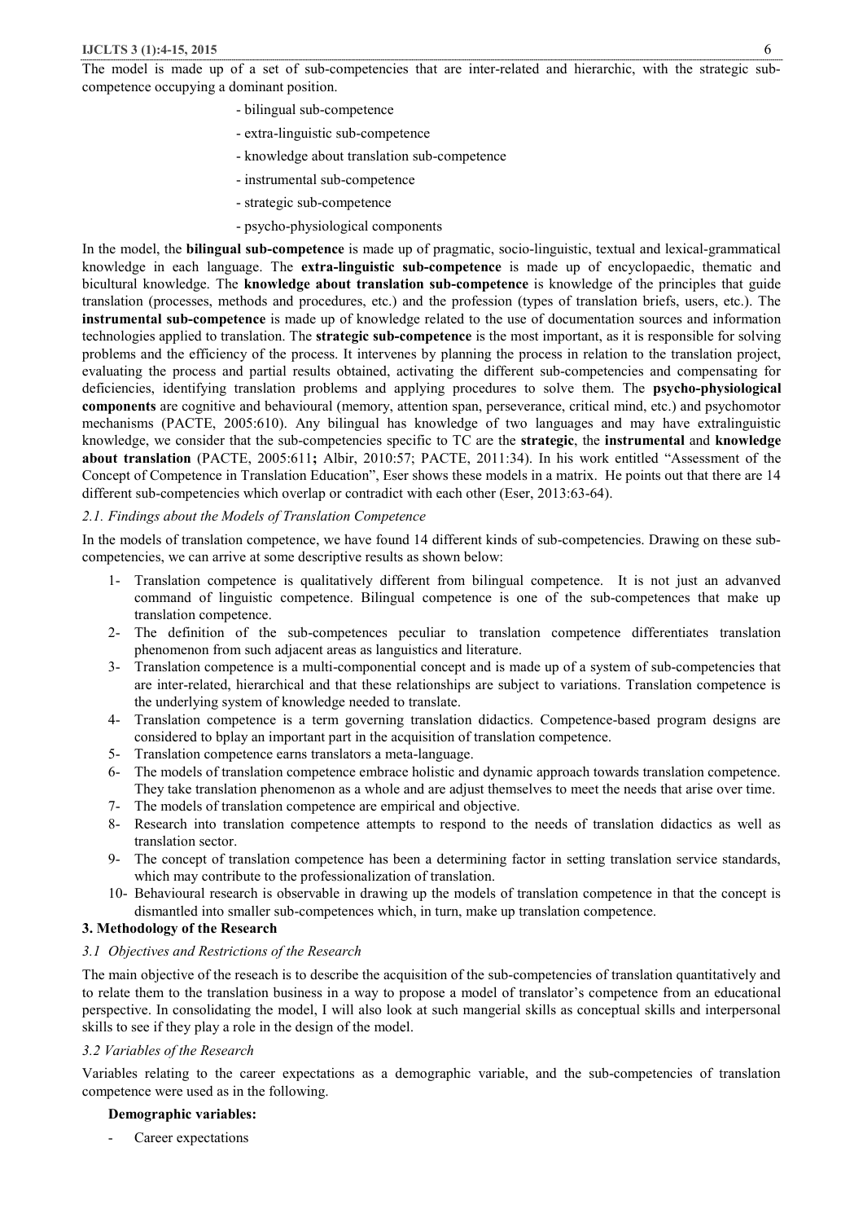The model is made up of a set of sub-competencies that are inter-related and hierarchic, with the strategic sub-competence occupying a dominant position.

- bilingual sub-competence
- extra-linguistic sub-competence
- knowledge about translation sub-competence
- instrumental sub-competence
- strategic sub-competence
- psycho-physiological components

In the model, the **bilingual sub-competence** is made up of pragmatic, socio-linguistic, textual and lexical-grammatical knowledge in each language. The **extra-linguistic sub-competence** is made up of encyclopaedic, thematic and bicultural knowledge. The **knowledge about translation sub-competence** is knowledge of the principles that guide translation (processes, methods and procedures, etc.) and the profession (types of translation briefs, users, etc.). The **instrumental sub-competence** is made up of knowledge related to the use of documentation sources and information technologies applied to translation. The **strategic sub-competence** is the most important, as it is responsible for solving problems and the efficiency of the process. It intervenes by planning the process in relation to the translation project, evaluating the process and partial results obtained, activating the different sub-competencies and compensating for deficiencies, identifying translation problems and applying procedures to solve them. The **psycho-physiological components** are cognitive and behavioural (memory, attention span, perseverance, critical mind, etc.) and psychomotor mechanisms (PACTE, 2005:610). Any bilingual has knowledge of two languages and may have extralinguistic knowledge, we consider that the sub-competencies specific to TC are the **strategic**, the **instrumental** and **knowledge about translation** (PACTE, 2005:611**;** Albir, 2010:57; PACTE, 2011:34). In his work entitled "Assessment of the Concept of Competence in Translation Education", Eser shows these models in a matrix. He points out that there are 14 different sub-competencies which overlap or contradict with each other (Eser, 2013:63-64).

### *2.1. Findings about the Models of Translation Competence*

In the models of translation competence, we have found 14 different kinds of sub-competencies. Drawing on these sub-competencies, we can arrive at some descriptive results as shown below:

1- Translation competence is qualitatively different from bilingual competence. It is not just an advanved command of linguistic competence. Bilingual competence is one of the sub-competences that make up translation competence.

2- The definition of the sub-competences peculiar to translation competence differentiates translation phenomenon from such adjacent areas as languistics and literature.

3- Translation competence is a multi-componential concept and is made up of a system of sub-competencies that are inter-related, hierarchical and that these relationships are subject to variations. Translation competence is the underlying system of knowledge needed to translate.

4- Translation competence is a term governing translation didactics. Competence-based program designs are considered to bplay an important part in the acquisition of translation competence.

5- Translation competence earns translators a meta-language.

6- The models of translation competence embrace holistic and dynamic approach towards translation competence. They take translation phenomenon as a whole and are adjust themselves to meet the needs that arise over time.

7- The models of translation competence are empirical and objective.

8- Research into translation competence attempts to respond to the needs of translation didactics as well as translation sector.

9- The concept of translation competence has been a determining factor in setting translation service standards, which may contribute to the professionalization of translation.

10- Behavioural research is observable in drawing up the models of translation competence in that the concept is dismantled into smaller sub-competences which, in turn, make up translation competence.

## **3. Methodology of the Research**

### *3.1 Objectives and Restrictions of the Research*

The main objective of the reseach is to describe the acquisition of the sub-competencies of translation quantitatively and to relate them to the translation business in a way to propose a model of translator's competence from an educational perspective. In consolidating the model, I will also look at such mangerial skills as conceptual skills and interpersonal skills to see if they play a role in the design of the model.

### *3.2 Variables of the Research*

Variables relating to the career expectations as a demographic variable, and the sub-competencies of translation competence were used as in the following.

**Demographic variables:**

- Career expectations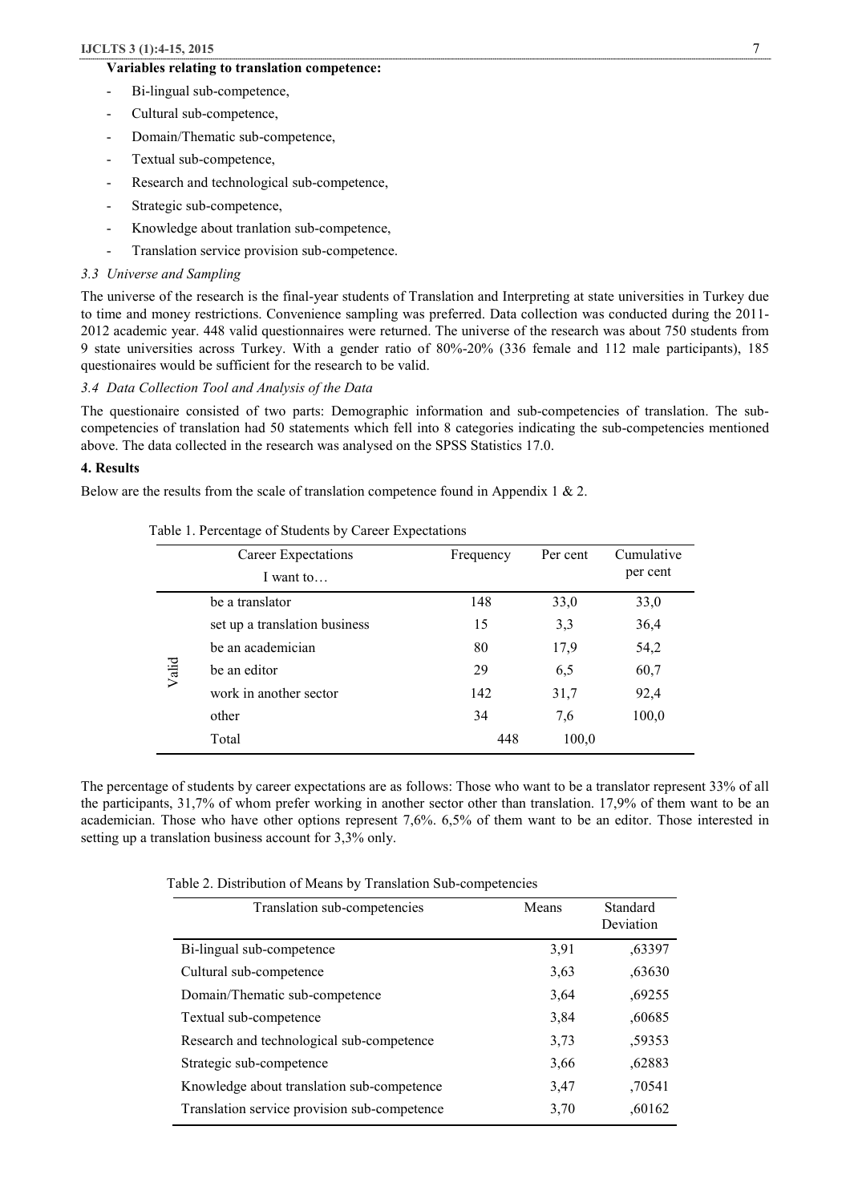**Variables relating to translation competence:**

- Bi-lingual sub-competence,
- Cultural sub-competence,
- Domain/Thematic sub-competence,
- Textual sub-competence,
- Research and technological sub-competence,
- Strategic sub-competence,
- Knowledge about tranlation sub-competence,
- Translation service provision sub-competence.

### *3.3 Universe and Sampling*

The universe of the research is the final-year students of Translation and Interpreting at state universities in Turkey due to time and money restrictions. Convenience sampling was preferred. Data collection was conducted during the 2011-2012 academic year. 448 valid questionnaires were returned. The universe of the research was about 750 students from 9 state universities across Turkey. With a gender ratio of 80%-20% (336 female and 112 male participants), 185 questionaires would be sufficient for the research to be valid.

### *3.4 Data Collection Tool and Analysis of the Data*

The questionaire consisted of two parts: Demographic information and sub-competencies of translation. The sub-competencies of translation had 50 statements which fell into 8 categories indicating the sub-competencies mentioned above. The data collected in the research was analysed on the SPSS Statistics 17.0.

## 4. Results

Below are the results from the scale of translation competence found in Appendix 1 & 2.

Table 1. Percentage of Students by Career Expectations

| | Career Expectations<br>I want to… | Frequency | Per cent | Cumulative per cent |
|---|---|---|---|---|
| Valid | be a translator | 148 | 33,0 | 33,0 |
| | set up a translation business | 15 | 3,3 | 36,4 |
| | be an academician | 80 | 17,9 | 54,2 |
| | be an editor | 29 | 6,5 | 60,7 |
| | work in another sector | 142 | 31,7 | 92,4 |
| | other | 34 | 7,6 | 100,0 |
| | Total | 448 | 100,0 | |

The percentage of students by career expectations are as follows: Those who want to be a translator represent 33% of all the participants, 31,7% of whom prefer working in another sector other than translation. 17,9% of them want to be an academician. Those who have other options represent 7,6%. 6,5% of them want to be an editor. Those interested in setting up a translation business account for 3,3% only.

Table 2. Distribution of Means by Translation Sub-competencies

| Translation sub-competencies | Means | Standard Deviation |
|---|---|---|
| Bi-lingual sub-competence | 3,91 | ,63397 |
| Cultural sub-competence | 3,63 | ,63630 |
| Domain/Thematic sub-competence | 3,64 | ,69255 |
| Textual sub-competence | 3,84 | ,60685 |
| Research and technological sub-competence | 3,73 | ,59353 |
| Strategic sub-competence | 3,66 | ,62883 |
| Knowledge about translation sub-competence | 3,47 | ,70541 |
| Translation service provision sub-competence | 3,70 | ,60162 |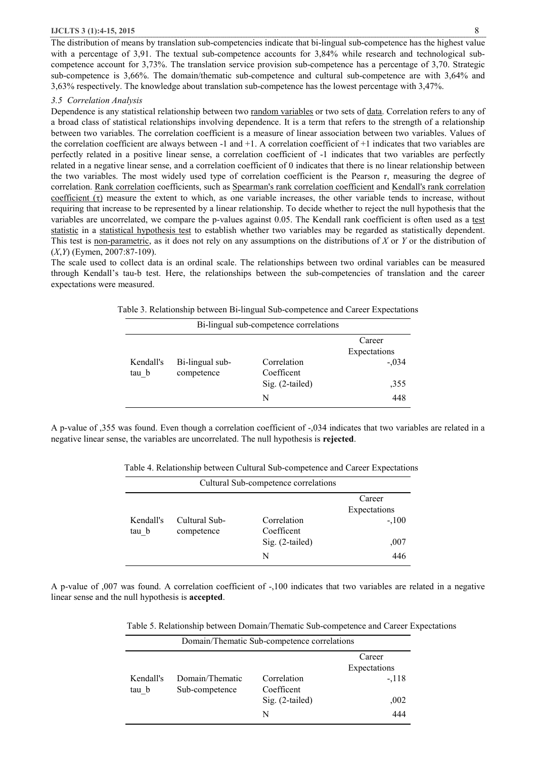The distribution of means by translation sub-competencies indicate that bi-lingual sub-competence has the highest value with a percentage of 3,91. The textual sub-competence accounts for 3,84% while research and technological sub-competence account for 3,73%. The translation service provision sub-competence has a percentage of 3,70. Strategic sub-competence is 3,66%. The domain/thematic sub-competence and cultural sub-competence are with 3,64% and 3,63% respectively. The knowledge about translation sub-competence has the lowest percentage with 3,47%.

### *3.5 Correlation Analysis*

Dependence is any statistical relationship between two random variables or two sets of data. Correlation refers to any of a broad class of statistical relationships involving dependence. It is a term that refers to the strength of a relationship between two variables. The correlation coefficient is a measure of linear association between two variables. Values of the correlation coefficient are always between -1 and +1. A correlation coefficient of +1 indicates that two variables are perfectly related in a positive linear sense, a correlation coefficient of -1 indicates that two variables are perfectly related in a negative linear sense, and a correlation coefficient of 0 indicates that there is no linear relationship between the two variables. The most widely used type of correlation coefficient is the Pearson r, measuring the degree of correlation. Rank correlation coefficients, such as Spearman's rank correlation coefficient and Kendall's rank correlation coefficient (τ) measure the extent to which, as one variable increases, the other variable tends to increase, without requiring that increase to be represented by a linear relationship. To decide whether to reject the null hypothesis that the variables are uncorrelated, we compare the p-values against 0.05. The Kendall rank coefficient is often used as a test statistic in a statistical hypothesis test to establish whether two variables may be regarded as statistically dependent. This test is non-parametric, as it does not rely on any assumptions on the distributions of *X* or *Y* or the distribution of (*X*,*Y*) (Eymen, 2007:87-109).

The scale used to collect data is an ordinal scale. The relationships between two ordinal variables can be measured through Kendall's tau-b test. Here, the relationships between the sub-competencies of translation and the career expectations were measured.

Table 3. Relationship between Bi-lingual Sub-competence and Career Expectations

| Bi-lingual sub-competence correlations | | | |
|---|---|---|---|
| | | | Career Expectations |
| Kendall's tau_b | Bi-lingual sub-competence | Correlation Coefficent | -,034 |
| | | Sig. (2-tailed) | ,355 |
| | | N | 448 |

A p-value of ,355 was found. Even though a correlation coefficient of -,034 indicates that two variables are related in a negative linear sense, the variables are uncorrelated. The null hypothesis is **rejected**.

Table 4. Relationship between Cultural Sub-competence and Career Expectations

| Cultural Sub-competence correlations | | | |
|---|---|---|---|
| | | | Career Expectations |
| Kendall's tau_b | Cultural Sub-competence | Correlation Coefficent | -,100 |
| | | Sig. (2-tailed) | ,007 |
| | | N | 446 |

A p-value of ,007 was found. A correlation coefficient of -,100 indicates that two variables are related in a negative linear sense and the null hypothesis is **accepted**.

Table 5. Relationship between Domain/Thematic Sub-competence and Career Expectations

| Domain/Thematic Sub-competence correlations | | | |
|---|---|---|---|
| | | | Career Expectations |
| Kendall's tau_b | Domain/Thematic Sub-competence | Correlation Coefficent | -,118 |
| | | Sig. (2-tailed) | ,002 |
| | | N | 444 |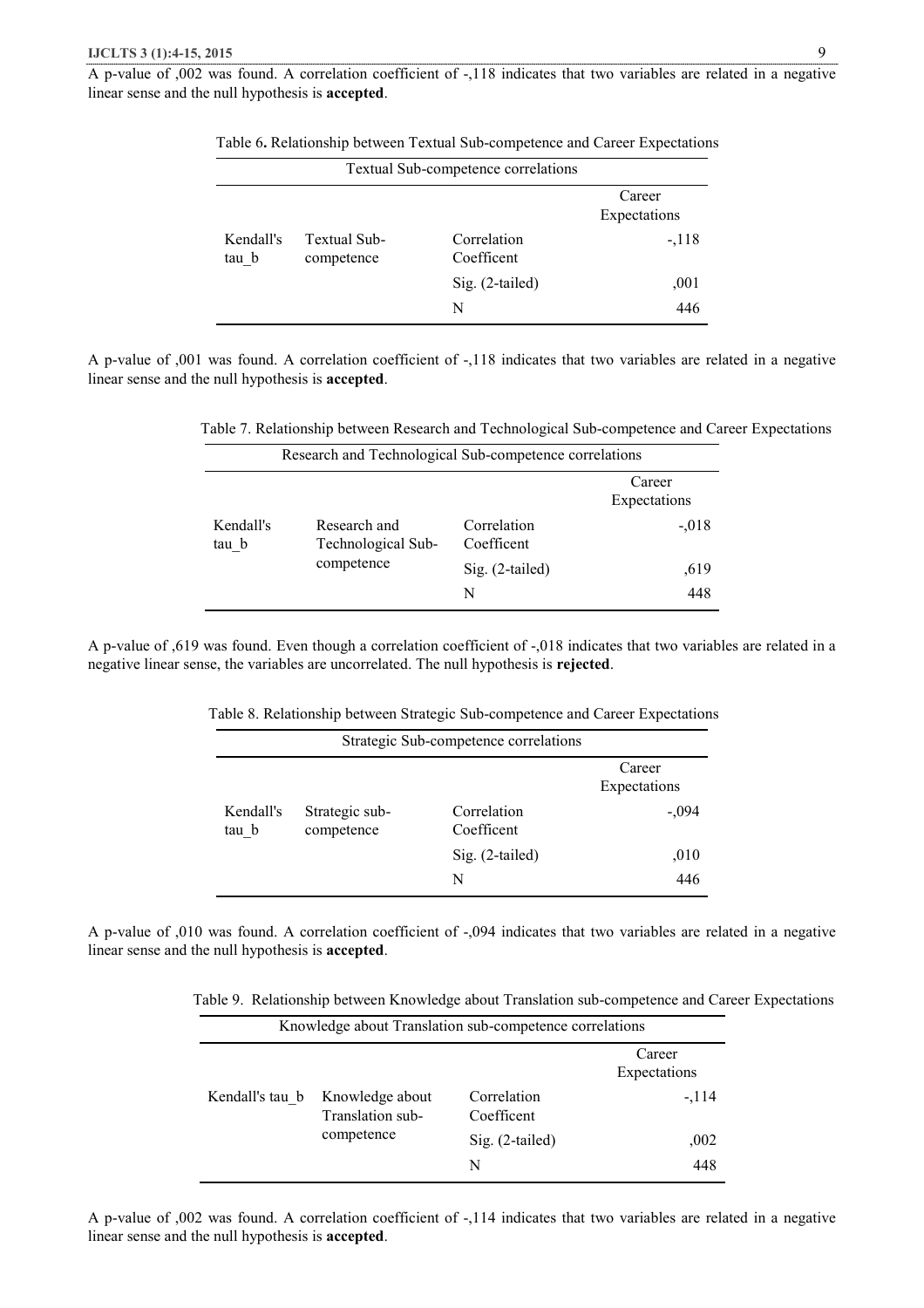A p-value of ,002 was found. A correlation coefficient of -,118 indicates that two variables are related in a negative linear sense and the null hypothesis is **accepted**.

Table 6**.** Relationship between Textual Sub-competence and Career Expectations

| Textual Sub-competence correlations | | | |
|---|---|---|---|
| | | | Career Expectations |
| Kendall's tau_b | Textual Sub-competence | Correlation Coefficent | -,118 |
| | | Sig. (2-tailed) | ,001 |
| | | N | 446 |

A p-value of ,001 was found. A correlation coefficient of -,118 indicates that two variables are related in a negative linear sense and the null hypothesis is **accepted**.

Table 7. Relationship between Research and Technological Sub-competence and Career Expectations

| Research and Technological Sub-competence correlations | | | |
|---|---|---|---|
| | | | Career Expectations |
| Kendall's tau_b | Research and Technological Sub-competence | Correlation Coefficent | -,018 |
| | | Sig. (2-tailed) | ,619 |
| | | N | 448 |

A p-value of ,619 was found. Even though a correlation coefficient of -,018 indicates that two variables are related in a negative linear sense, the variables are uncorrelated. The null hypothesis is **rejected**.

Table 8. Relationship between Strategic Sub-competence and Career Expectations

| Strategic Sub-competence correlations | | | |
|---|---|---|---|
| | | | Career Expectations |
| Kendall's tau_b | Strategic sub-competence | Correlation Coefficent | -,094 |
| | | Sig. (2-tailed) | ,010 |
| | | N | 446 |

A p-value of ,010 was found. A correlation coefficient of -,094 indicates that two variables are related in a negative linear sense and the null hypothesis is **accepted**.

Table 9. Relationship between Knowledge about Translation sub-competence and Career Expectations

| Knowledge about Translation sub-competence correlations | | | |
|---|---|---|---|
| | | | Career Expectations |
| Kendall's tau_b | Knowledge about Translation sub-competence | Correlation Coefficent | -,114 |
| | | Sig. (2-tailed) | ,002 |
| | | N | 448 |

A p-value of ,002 was found. A correlation coefficient of -,114 indicates that two variables are related in a negative linear sense and the null hypothesis is **accepted**.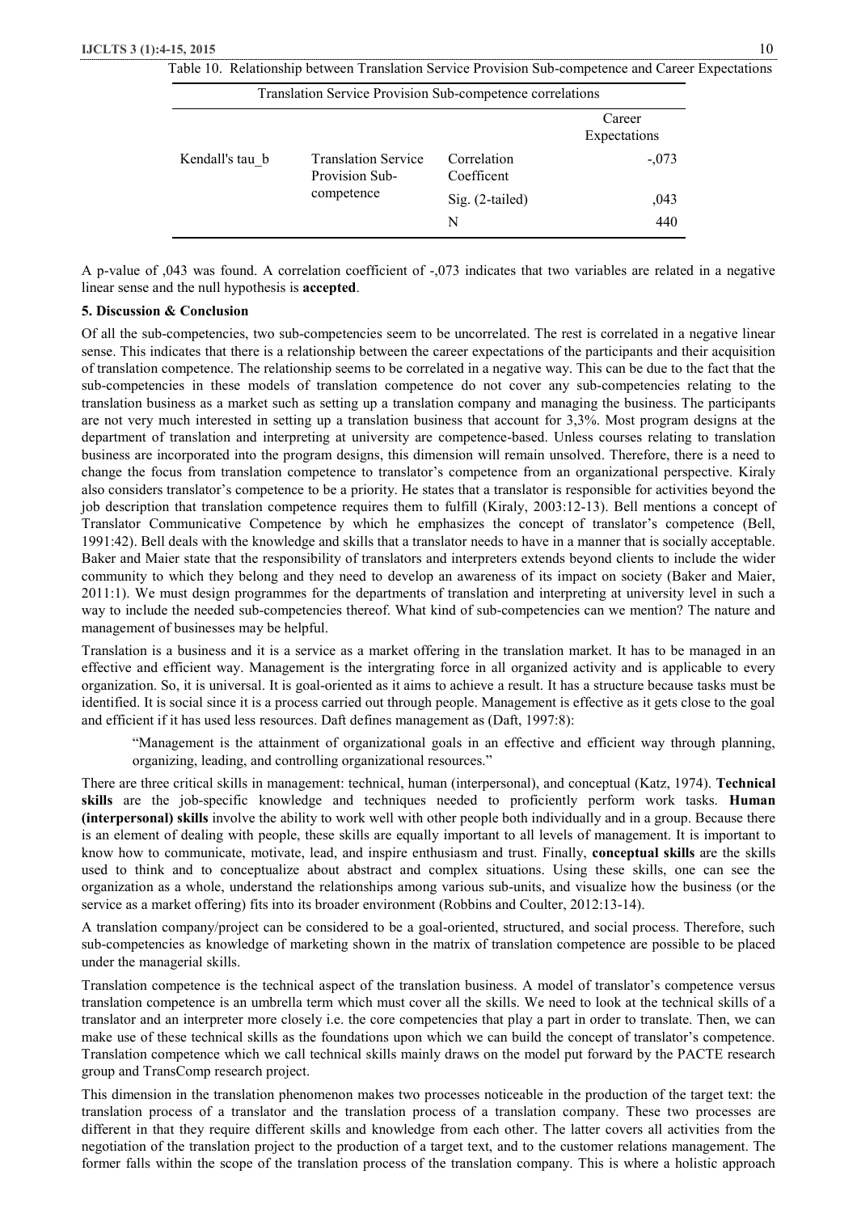Table 10. Relationship between Translation Service Provision Sub-competence and Career Expectations

| Translation Service Provision Sub-competence correlations | | | |
|---|---|---|---|
| | | | Career Expectations |
| Kendall's tau_b | Translation Service Provision Sub-competence | Correlation Coefficent | -,073 |
| | | Sig. (2-tailed) | ,043 |
| | | N | 440 |

A p-value of ,043 was found. A correlation coefficient of -,073 indicates that two variables are related in a negative linear sense and the null hypothesis is **accepted**.

## 5. Discussion & Conclusion

Of all the sub-competencies, two sub-competencies seem to be uncorrelated. The rest is correlated in a negative linear sense. This indicates that there is a relationship between the career expectations of the participants and their acquisition of translation competence. The relationship seems to be correlated in a negative way. This can be due to the fact that the sub-competencies in these models of translation competence do not cover any sub-competencies relating to the translation business as a market such as setting up a translation company and managing the business. The participants are not very much interested in setting up a translation business that account for 3,3%. Most program designs at the department of translation and interpreting at university are competence-based. Unless courses relating to translation business are incorporated into the program designs, this dimension will remain unsolved. Therefore, there is a need to change the focus from translation competence to translator's competence from an organizational perspective. Kiraly also considers translator's competence to be a priority. He states that a translator is responsible for activities beyond the job description that translation competence requires them to fulfill (Kiraly, 2003:12-13). Bell mentions a concept of Translator Communicative Competence by which he emphasizes the concept of translator's competence (Bell, 1991:42). Bell deals with the knowledge and skills that a translator needs to have in a manner that is socially acceptable. Baker and Maier state that the responsibility of translators and interpreters extends beyond clients to include the wider community to which they belong and they need to develop an awareness of its impact on society (Baker and Maier, 2011:1). We must design programmes for the departments of translation and interpreting at university level in such a way to include the needed sub-competencies thereof. What kind of sub-competencies can we mention? The nature and management of businesses may be helpful.

Translation is a business and it is a service as a market offering in the translation market. It has to be managed in an effective and efficient way. Management is the intergrating force in all organized activity and is applicable to every organization. So, it is universal. It is goal-oriented as it aims to achieve a result. It has a structure because tasks must be identified. It is social since it is a process carried out through people. Management is effective as it gets close to the goal and efficient if it has used less resources. Daft defines management as (Daft, 1997:8):

> "Management is the attainment of organizational goals in an effective and efficient way through planning, organizing, leading, and controlling organizational resources."

There are three critical skills in management: technical, human (interpersonal), and conceptual (Katz, 1974). **Technical skills** are the job-specific knowledge and techniques needed to proficiently perform work tasks. **Human (interpersonal) skills** involve the ability to work well with other people both individually and in a group. Because there is an element of dealing with people, these skills are equally important to all levels of management. It is important to know how to communicate, motivate, lead, and inspire enthusiasm and trust. Finally, **conceptual skills** are the skills used to think and to conceptualize about abstract and complex situations. Using these skills, one can see the organization as a whole, understand the relationships among various sub-units, and visualize how the business (or the service as a market offering) fits into its broader environment (Robbins and Coulter, 2012:13-14).

A translation company/project can be considered to be a goal-oriented, structured, and social process. Therefore, such sub-competencies as knowledge of marketing shown in the matrix of translation competence are possible to be placed under the managerial skills.

Translation competence is the technical aspect of the translation business. A model of translator's competence versus translation competence is an umbrella term which must cover all the skills. We need to look at the technical skills of a translator and an interpreter more closely i.e. the core competencies that play a part in order to translate. Then, we can make use of these technical skills as the foundations upon which we can build the concept of translator's competence. Translation competence which we call technical skills mainly draws on the model put forward by the PACTE research group and TransComp research project.

This dimension in the translation phenomenon makes two processes noticeable in the production of the target text: the translation process of a translator and the translation process of a translation company. These two processes are different in that they require different skills and knowledge from each other. The latter covers all activities from the negotiation of the translation project to the production of a target text, and to the customer relations management. The former falls within the scope of the translation process of the translation company. This is where a holistic approach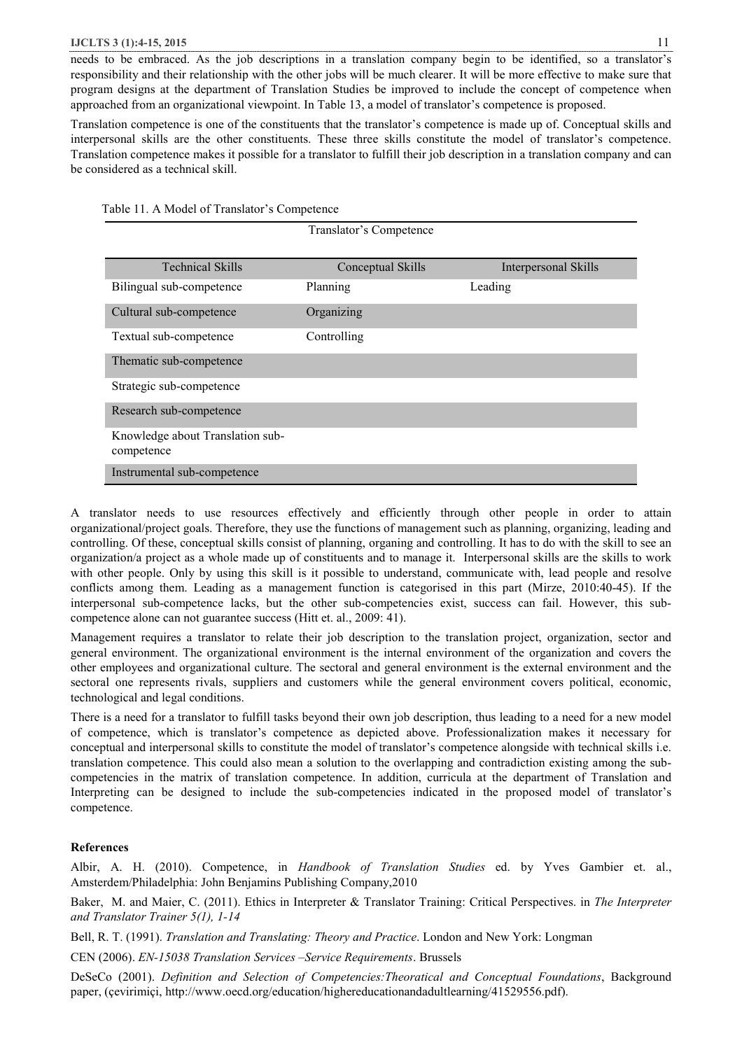needs to be embraced. As the job descriptions in a translation company begin to be identified, so a translator's responsibility and their relationship with the other jobs will be much clearer. It will be more effective to make sure that program designs at the department of Translation Studies be improved to include the concept of competence when approached from an organizational viewpoint. In Table 13, a model of translator's competence is proposed.

Translation competence is one of the constituents that the translator's competence is made up of. Conceptual skills and interpersonal skills are the other constituents. These three skills constitute the model of translator's competence. Translation competence makes it possible for a translator to fulfill their job description in a translation company and can be considered as a technical skill.

Table 11. A Model of Translator's Competence

| Translator's Competence | | |
|---|---|---|
| Technical Skills | Conceptual Skills | Interpersonal Skills |
| Bilingual sub-competence | Planning | Leading |
| Cultural sub-competence | Organizing | |
| Textual sub-competence | Controlling | |
| Thematic sub-competence | | |
| Strategic sub-competence | | |
| Research sub-competence | | |
| Knowledge about Translation sub-competence | | |
| Instrumental sub-competence | | |

A translator needs to use resources effectively and efficiently through other people in order to attain organizational/project goals. Therefore, they use the functions of management such as planning, organizing, leading and controlling. Of these, conceptual skills consist of planning, organing and controlling. It has to do with the skill to see an organization/a project as a whole made up of constituents and to manage it. Interpersonal skills are the skills to work with other people. Only by using this skill is it possible to understand, communicate with, lead people and resolve conflicts among them. Leading as a management function is categorised in this part (Mirze, 2010:40-45). If the interpersonal sub-competence lacks, but the other sub-competencies exist, success can fail. However, this sub-competence alone can not guarantee success (Hitt et. al., 2009: 41).

Management requires a translator to relate their job description to the translation project, organization, sector and general environment. The organizational environment is the internal environment of the organization and covers the other employees and organizational culture. The sectoral and general environment is the external environment and the sectoral one represents rivals, suppliers and customers while the general environment covers political, economic, technological and legal conditions.

There is a need for a translator to fulfill tasks beyond their own job description, thus leading to a need for a new model of competence, which is translator's competence as depicted above. Professionalization makes it necessary for conceptual and interpersonal skills to constitute the model of translator's competence alongside with technical skills i.e. translation competence. This could also mean a solution to the overlapping and contradiction existing among the sub-competencies in the matrix of translation competence. In addition, curricula at the department of Translation and Interpreting can be designed to include the sub-competencies indicated in the proposed model of translator's competence.

**References**

Albir, A. H. (2010). Competence, in *Handbook of Translation Studies* ed. by Yves Gambier et. al., Amsterdem/Philadelphia: John Benjamins Publishing Company,2010

Baker, M. and Maier, C. (2011). Ethics in Interpreter & Translator Training: Critical Perspectives. in *The Interpreter and Translator Trainer 5(1), 1-14*

Bell, R. T. (1991). *Translation and Translating: Theory and Practice*. London and New York: Longman

CEN (2006). *EN-15038 Translation Services –Service Requirements*. Brussels

DeSeCo (2001). *Definition and Selection of Competencies:Theoratical and Conceptual Foundations*, Background paper, (çevirimiçi, http://www.oecd.org/education/highereducationandadultlearning/41529556.pdf).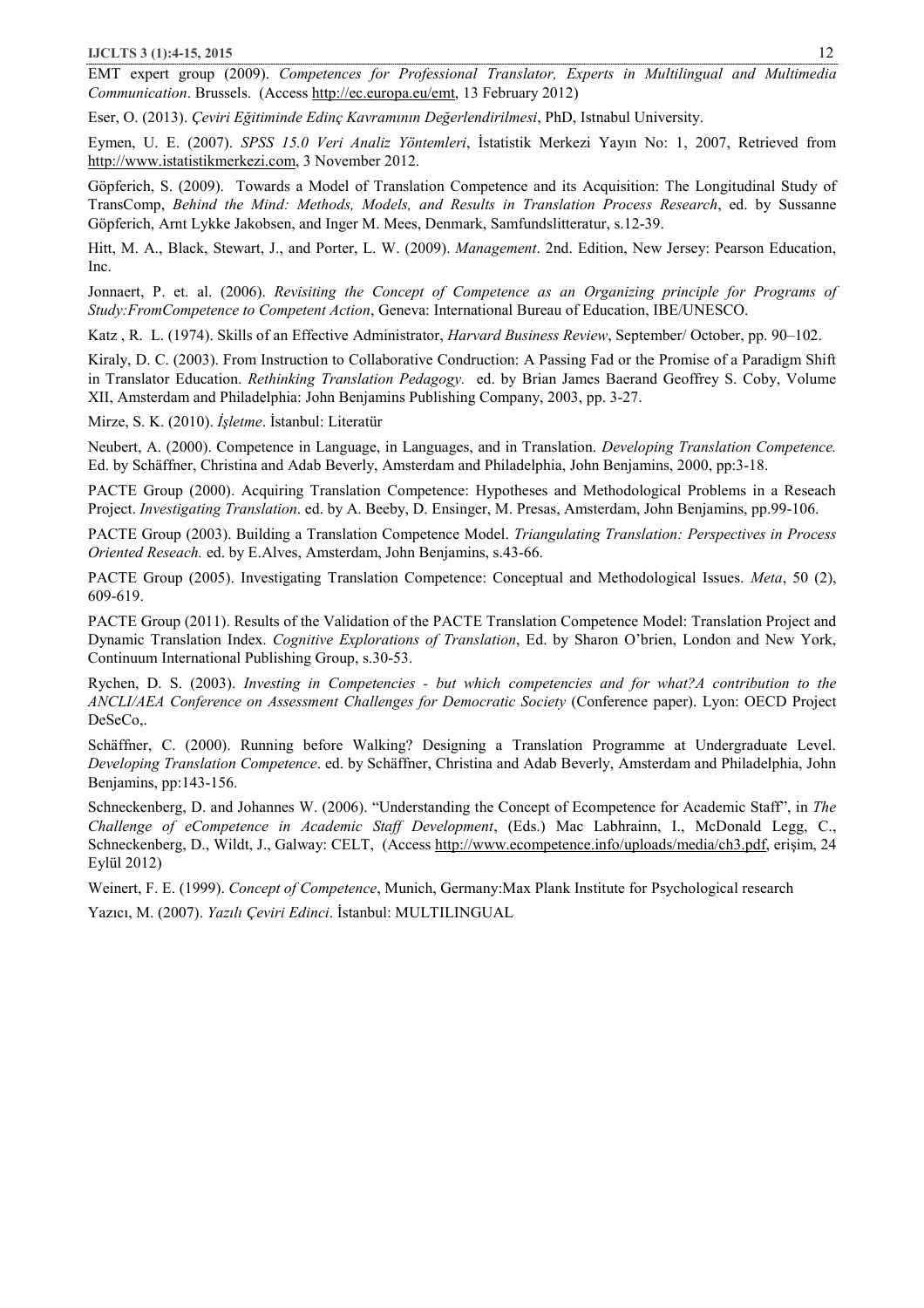EMT expert group (2009). *Competences for Professional Translator, Experts in Multilingual and Multimedia Communication*. Brussels. (Access http://ec.europa.eu/emt, 13 February 2012)

Eser, O. (2013). *Çeviri Eğitiminde Edinç Kavramının Değerlendirilmesi*, PhD, Istnabul University.

Eymen, U. E. (2007). *SPSS 15.0 Veri Analiz Yöntemleri*, İstatistik Merkezi Yayın No: 1, 2007, Retrieved from http://www.istatistikmerkezi.com, 3 November 2012.

Göpferich, S. (2009). Towards a Model of Translation Competence and its Acquisition: The Longitudinal Study of TransComp, *Behind the Mind: Methods, Models, and Results in Translation Process Research*, ed. by Sussanne Göpferich, Arnt Lykke Jakobsen, and Inger M. Mees, Denmark, Samfundslitteratur, s.12-39.

Hitt, M. A., Black, Stewart, J., and Porter, L. W. (2009). *Management*. 2nd. Edition, New Jersey: Pearson Education, Inc.

Jonnaert, P. et. al. (2006). *Revisiting the Concept of Competence as an Organizing principle for Programs of Study:FromCompetence to Competent Action*, Geneva: International Bureau of Education, IBE/UNESCO.

Katz , R. L. (1974). Skills of an Effective Administrator, *Harvard Business Review*, September/ October, pp. 90–102.

Kiraly, D. C. (2003). From Instruction to Collaborative Condruction: A Passing Fad or the Promise of a Paradigm Shift in Translator Education. *Rethinking Translation Pedagogy.* ed. by Brian James Baerand Geoffrey S. Coby, Volume XII, Amsterdam and Philadelphia: John Benjamins Publishing Company, 2003, pp. 3-27.

Mirze, S. K. (2010). *İşletme*. İstanbul: Literatür

Neubert, A. (2000). Competence in Language, in Languages, and in Translation. *Developing Translation Competence.* Ed. by Schäffner, Christina and Adab Beverly, Amsterdam and Philadelphia, John Benjamins, 2000, pp:3-18.

PACTE Group (2000). Acquiring Translation Competence: Hypotheses and Methodological Problems in a Reseach Project. *Investigating Translation*. ed. by A. Beeby, D. Ensinger, M. Presas, Amsterdam, John Benjamins, pp.99-106.

PACTE Group (2003). Building a Translation Competence Model. *Triangulating Translation: Perspectives in Process Oriented Reseach.* ed. by E.Alves, Amsterdam, John Benjamins, s.43-66.

PACTE Group (2005). Investigating Translation Competence: Conceptual and Methodological Issues. *Meta*, 50 (2), 609-619.

PACTE Group (2011). Results of the Validation of the PACTE Translation Competence Model: Translation Project and Dynamic Translation Index. *Cognitive Explorations of Translation*, Ed. by Sharon O'brien, London and New York, Continuum International Publishing Group, s.30-53.

Rychen, D. S. (2003). *Investing in Competencies - but which competencies and for what?A contribution to the ANCLI/AEA Conference on Assessment Challenges for Democratic Society* (Conference paper). Lyon: OECD Project DeSeCo,.

Schäffner, C. (2000). Running before Walking? Designing a Translation Programme at Undergraduate Level. *Developing Translation Competence*. ed. by Schäffner, Christina and Adab Beverly, Amsterdam and Philadelphia, John Benjamins, pp:143-156.

Schneckenberg, D. and Johannes W. (2006). "Understanding the Concept of Ecompetence for Academic Staff", in *The Challenge of eCompetence in Academic Staff Development*, (Eds.) Mac Labhrainn, I., McDonald Legg, C., Schneckenberg, D., Wildt, J., Galway: CELT, (Access http://www.ecompetence.info/uploads/media/ch3.pdf, erişim, 24 Eylül 2012)

Weinert, F. E. (1999). *Concept of Competence*, Munich, Germany:Max Plank Institute for Psychological research

Yazıcı, M. (2007). *Yazılı Çeviri Edinci*. İstanbul: MULTILINGUAL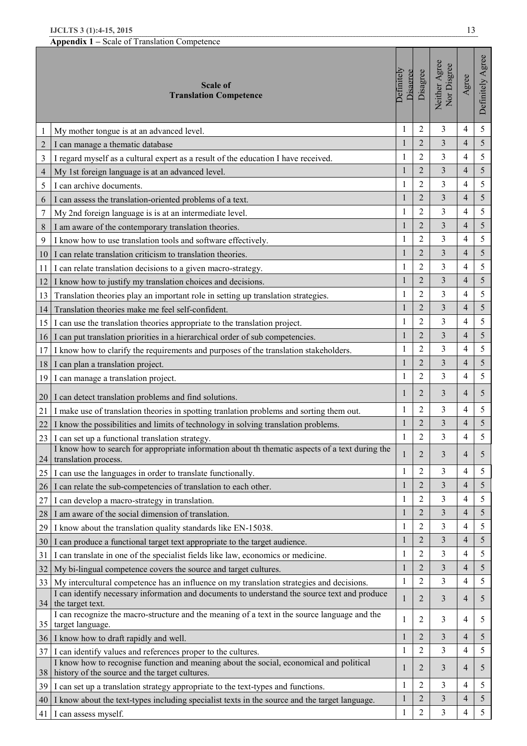**Appendix 1 –** Scale of Translation Competence

| | **Scale of Translation Competence** | Definitely Disagree | Disagree | Neither Agree Nor Disgree | Agree | Definitely Agree |
|---|---|---|---|---|---|---|
| 1 | My mother tongue is at an advanced level. | 1 | 2 | 3 | 4 | 5 |
| 2 | I can manage a thematic database | 1 | 2 | 3 | 4 | 5 |
| 3 | I regard myself as a cultural expert as a result of the education I have received. | 1 | 2 | 3 | 4 | 5 |
| 4 | My 1st foreign language is at an advanced level. | 1 | 2 | 3 | 4 | 5 |
| 5 | I can archive documents. | 1 | 2 | 3 | 4 | 5 |
| 6 | I can assess the translation-oriented problems of a text. | 1 | 2 | 3 | 4 | 5 |
| 7 | My 2nd foreign language is is at an intermediate level. | 1 | 2 | 3 | 4 | 5 |
| 8 | I am aware of the contemporary translation theories. | 1 | 2 | 3 | 4 | 5 |
| 9 | I know how to use translation tools and software effectively. | 1 | 2 | 3 | 4 | 5 |
| 10 | I can relate translation criticism to translation theories. | 1 | 2 | 3 | 4 | 5 |
| 11 | I can relate translation decisions to a given macro-strategy. | 1 | 2 | 3 | 4 | 5 |
| 12 | I know how to justify my translation choices and decisions. | 1 | 2 | 3 | 4 | 5 |
| 13 | Translation theories play an important role in setting up translation strategies. | 1 | 2 | 3 | 4 | 5 |
| 14 | Translation theories make me feel self-confident. | 1 | 2 | 3 | 4 | 5 |
| 15 | I can use the translation theories appropriate to the translation project. | 1 | 2 | 3 | 4 | 5 |
| 16 | I can put translation priorities in a hierarchical order of sub competencies. | 1 | 2 | 3 | 4 | 5 |
| 17 | I know how to clarify the requirements and purposes of the translation stakeholders. | 1 | 2 | 3 | 4 | 5 |
| 18 | I can plan a translation project. | 1 | 2 | 3 | 4 | 5 |
| 19 | I can manage a translation project. | 1 | 2 | 3 | 4 | 5 |
| 20 | I can detect translation problems and find solutions. | 1 | 2 | 3 | 4 | 5 |
| 21 | I make use of translation theories in spotting tranlation problems and sorting them out. | 1 | 2 | 3 | 4 | 5 |
| 22 | I know the possibilities and limits of technology in solving translation problems. | 1 | 2 | 3 | 4 | 5 |
| 23 | I can set up a functional translation strategy. | 1 | 2 | 3 | 4 | 5 |
| 24 | I know how to search for appropriate information about th thematic aspects of a text during the translation process. | 1 | 2 | 3 | 4 | 5 |
| 25 | I can use the languages in order to translate functionally. | 1 | 2 | 3 | 4 | 5 |
| 26 | I can relate the sub-competencies of translation to each other. | 1 | 2 | 3 | 4 | 5 |
| 27 | I can develop a macro-strategy in translation. | 1 | 2 | 3 | 4 | 5 |
| 28 | I am aware of the social dimension of translation. | 1 | 2 | 3 | 4 | 5 |
| 29 | I know about the translation quality standards like EN-15038. | 1 | 2 | 3 | 4 | 5 |
| 30 | I can produce a functional target text appropriate to the target audience. | 1 | 2 | 3 | 4 | 5 |
| 31 | I can translate in one of the specialist fields like law, economics or medicine. | 1 | 2 | 3 | 4 | 5 |
| 32 | My bi-lingual competence covers the source and target cultures. | 1 | 2 | 3 | 4 | 5 |
| 33 | My intercultural competence has an influence on my translation strategies and decisions. | 1 | 2 | 3 | 4 | 5 |
| 34 | I can identify necessary information and documents to understand the source text and produce the target text. | 1 | 2 | 3 | 4 | 5 |
| 35 | I can recognize the macro-structure and the meaning of a text in the source language and the target language. | 1 | 2 | 3 | 4 | 5 |
| 36 | I know how to draft rapidly and well. | 1 | 2 | 3 | 4 | 5 |
| 37 | I can identify values and references proper to the cultures. | 1 | 2 | 3 | 4 | 5 |
| 38 | I know how to recognise function and meaning about the social, economical and political history of the source and the target cultures. | 1 | 2 | 3 | 4 | 5 |
| 39 | I can set up a translation strategy appropriate to the text-types and functions. | 1 | 2 | 3 | 4 | 5 |
| 40 | I know about the text-types including specialist texts in the source and the target language. | 1 | 2 | 3 | 4 | 5 |
| 41 | I can assess myself. | 1 | 2 | 3 | 4 | 5 |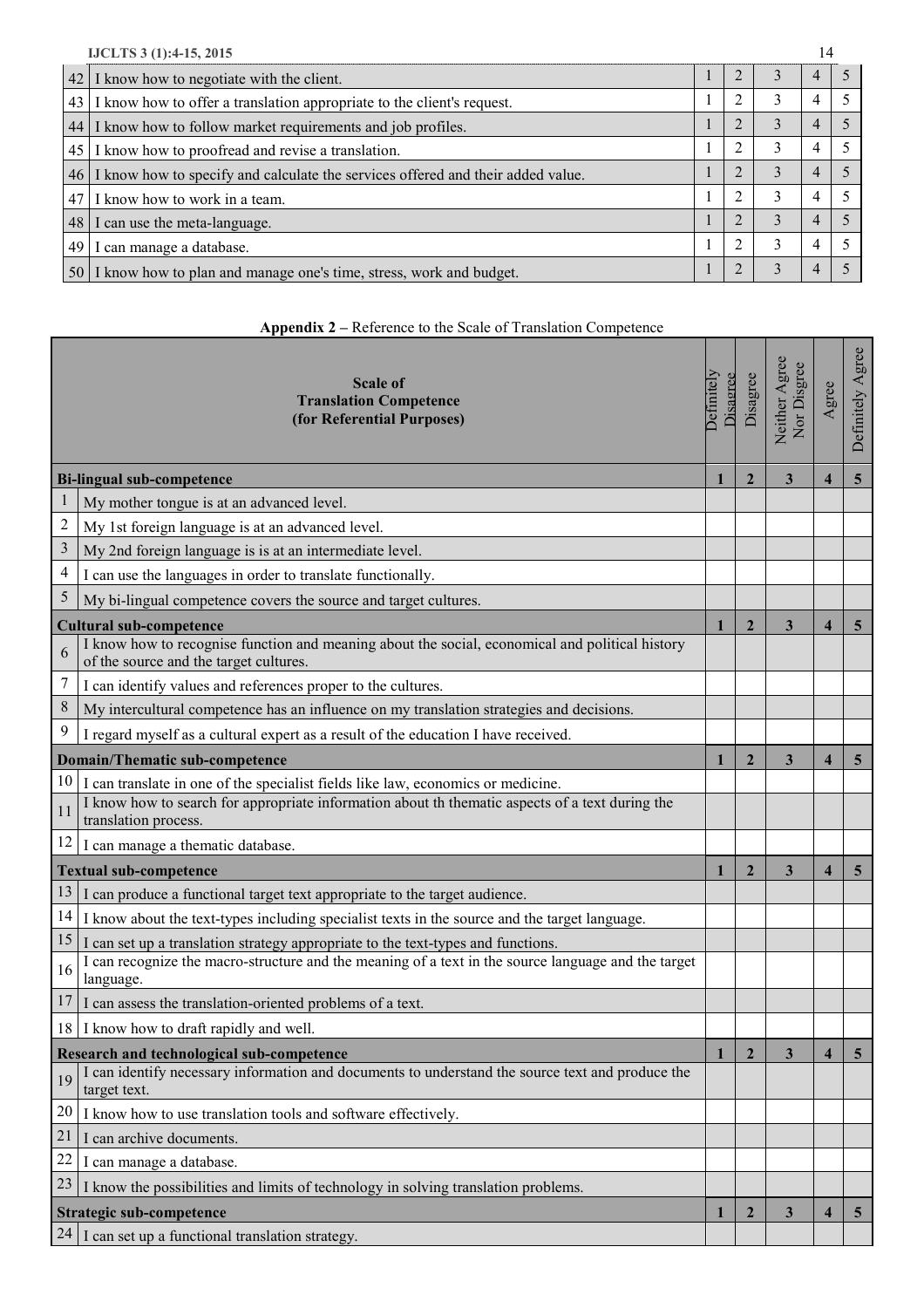| | | | | | | |
|---|---|---|---|---|---|---|
| 42 | I know how to negotiate with the client. | 1 | 2 | 3 | 4 | 5 |
| 43 | I know how to offer a translation appropriate to the client's request. | 1 | 2 | 3 | 4 | 5 |
| 44 | I know how to follow market requirements and job profiles. | 1 | 2 | 3 | 4 | 5 |
| 45 | I know how to proofread and revise a translation. | 1 | 2 | 3 | 4 | 5 |
| 46 | I know how to specify and calculate the services offered and their added value. | 1 | 2 | 3 | 4 | 5 |
| 47 | I know how to work in a team. | 1 | 2 | 3 | 4 | 5 |
| 48 | I can use the meta-language. | 1 | 2 | 3 | 4 | 5 |
| 49 | I can manage a database. | 1 | 2 | 3 | 4 | 5 |
| 50 | I know how to plan and manage one's time, stress, work and budget. | 1 | 2 | 3 | 4 | 5 |

**Appendix 2 –** Reference to the Scale of Translation Competence

| | **Scale of Translation Competence (for Referential Purposes)** | Definitely Disagree | Disagree | Neither Agree Nor Disgree | Agree | Definitely Agree |
|---|---|---|---|---|---|---|
| | **Bi-lingual sub-competence** | **1** | **2** | **3** | **4** | **5** |
| 1 | My mother tongue is at an advanced level. | | | | | |
| 2 | My 1st foreign language is at an advanced level. | | | | | |
| 3 | My 2nd foreign language is is at an intermediate level. | | | | | |
| 4 | I can use the languages in order to translate functionally. | | | | | |
| 5 | My bi-lingual competence covers the source and target cultures. | | | | | |
| | **Cultural sub-competence** | **1** | **2** | **3** | **4** | **5** |
| 6 | I know how to recognise function and meaning about the social, economical and political history of the source and the target cultures. | | | | | |
| 7 | I can identify values and references proper to the cultures. | | | | | |
| 8 | My intercultural competence has an influence on my translation strategies and decisions. | | | | | |
| 9 | I regard myself as a cultural expert as a result of the education I have received. | | | | | |
| | **Domain/Thematic sub-competence** | **1** | **2** | **3** | **4** | **5** |
| 10 | I can translate in one of the specialist fields like law, economics or medicine. | | | | | |
| 11 | I know how to search for appropriate information about th thematic aspects of a text during the translation process. | | | | | |
| 12 | I can manage a thematic database. | | | | | |
| | **Textual sub-competence** | **1** | **2** | **3** | **4** | **5** |
| 13 | I can produce a functional target text appropriate to the target audience. | | | | | |
| 14 | I know about the text-types including specialist texts in the source and the target language. | | | | | |
| 15 | I can set up a translation strategy appropriate to the text-types and functions. | | | | | |
| 16 | I can recognize the macro-structure and the meaning of a text in the source language and the target language. | | | | | |
| 17 | I can assess the translation-oriented problems of a text. | | | | | |
| 18 | I know how to draft rapidly and well. | | | | | |
| | **Research and technological sub-competence** | **1** | **2** | **3** | **4** | **5** |
| 19 | I can identify necessary information and documents to understand the source text and produce the target text. | | | | | |
| 20 | I know how to use translation tools and software effectively. | | | | | |
| 21 | I can archive documents. | | | | | |
| 22 | I can manage a database. | | | | | |
| 23 | I know the possibilities and limits of technology in solving translation problems. | | | | | |
| | **Strategic sub-competence** | **1** | **2** | **3** | **4** | **5** |
| 24 | I can set up a functional translation strategy. | | | | | |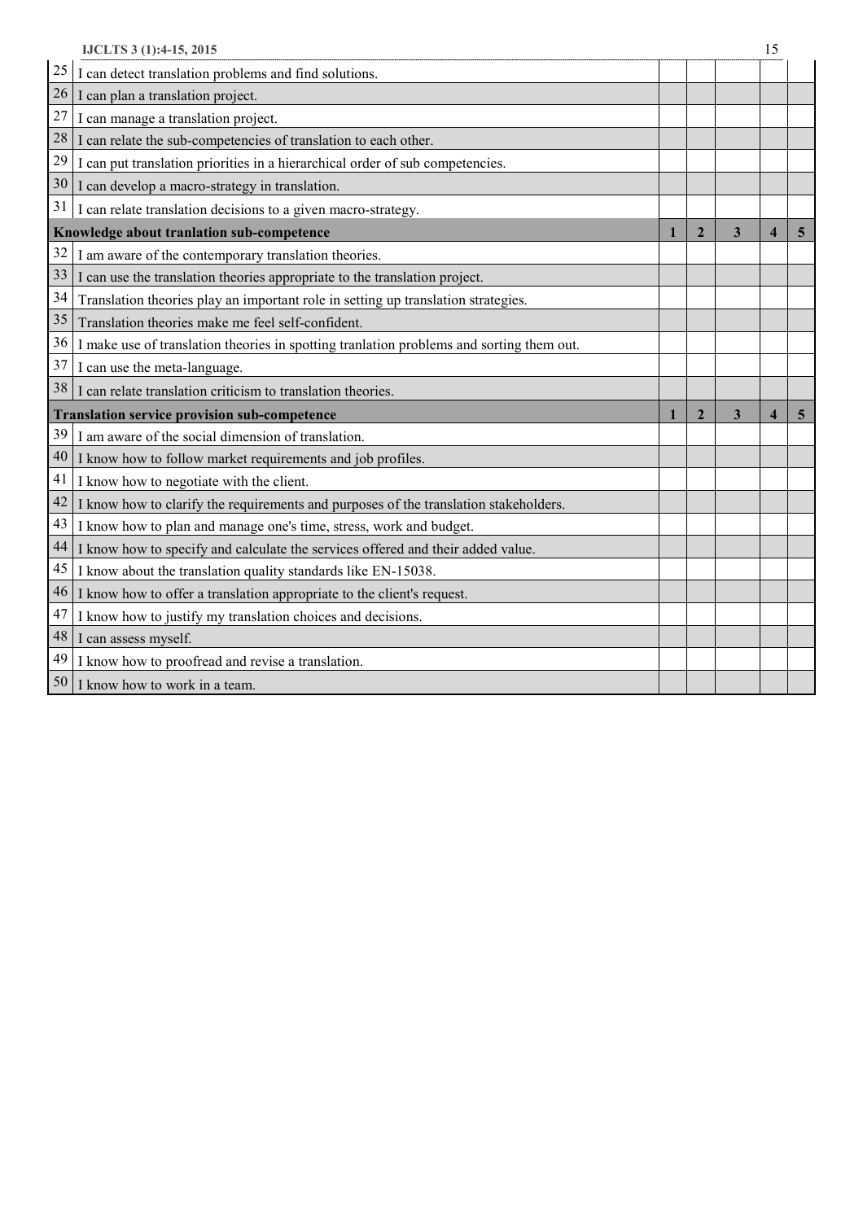| | | 1 | 2 | 3 | 4 | 5 |
|---|---|---|---|---|---|---|
| 25 | I can detect translation problems and find solutions. | | | | | |
| 26 | I can plan a translation project. | | | | | |
| 27 | I can manage a translation project. | | | | | |
| 28 | I can relate the sub-competencies of translation to each other. | | | | | |
| 29 | I can put translation priorities in a hierarchical order of sub competencies. | | | | | |
| 30 | I can develop a macro-strategy in translation. | | | | | |
| 31 | I can relate translation decisions to a given macro-strategy. | | | | | |
| | **Knowledge about tranlation sub-competence** | **1** | **2** | **3** | **4** | **5** |
| 32 | I am aware of the contemporary translation theories. | | | | | |
| 33 | I can use the translation theories appropriate to the translation project. | | | | | |
| 34 | Translation theories play an important role in setting up translation strategies. | | | | | |
| 35 | Translation theories make me feel self-confident. | | | | | |
| 36 | I make use of translation theories in spotting tranlation problems and sorting them out. | | | | | |
| 37 | I can use the meta-language. | | | | | |
| 38 | I can relate translation criticism to translation theories. | | | | | |
| | **Translation service provision sub-competence** | **1** | **2** | **3** | **4** | **5** |
| 39 | I am aware of the social dimension of translation. | | | | | |
| 40 | I know how to follow market requirements and job profiles. | | | | | |
| 41 | I know how to negotiate with the client. | | | | | |
| 42 | I know how to clarify the requirements and purposes of the translation stakeholders. | | | | | |
| 43 | I know how to plan and manage one's time, stress, work and budget. | | | | | |
| 44 | I know how to specify and calculate the services offered and their added value. | | | | | |
| 45 | I know about the translation quality standards like EN-15038. | | | | | |
| 46 | I know how to offer a translation appropriate to the client's request. | | | | | |
| 47 | I know how to justify my translation choices and decisions. | | | | | |
| 48 | I can assess myself. | | | | | |
| 49 | I know how to proofread and revise a translation. | | | | | |
| 50 | I know how to work in a team. | | | | | |